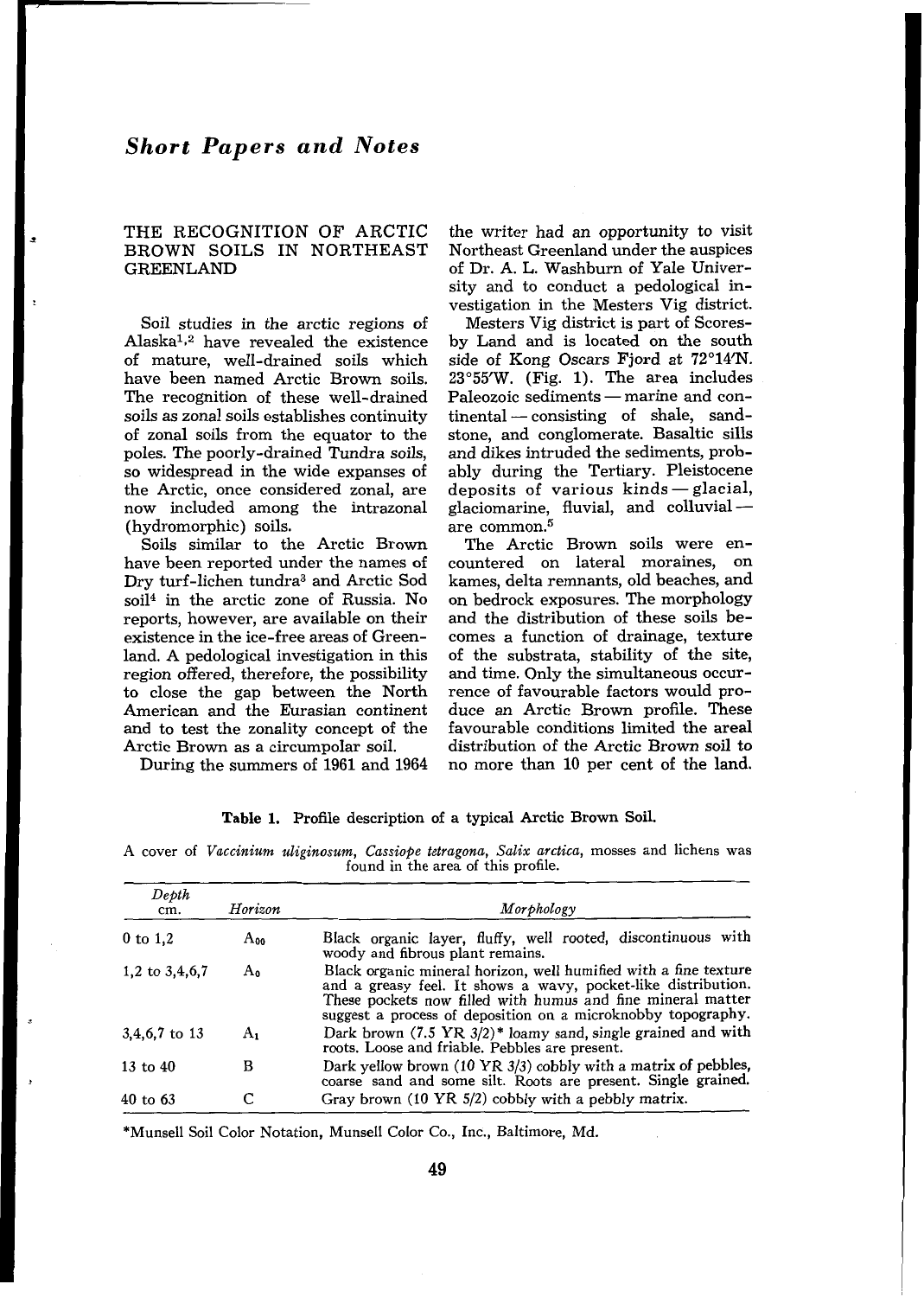## *Short Papers and Notes*

### THE RECOGNITION OF ARCTIC BROWN SOILS IN NORTHEAST GREENLAND

Soil studies in the arctic regions of Alaska[1,2] have revealed the existence of mature, well-drained soils which have been named Arctic Brown soils. The recognition of these well-drained soils as zonal soils establishes continuity of zonal soils from the equator to the poles. The poorly-drained Tundra soils, so widespread in the wide expanses of the Arctic, once considered zonal, are now included among the intrazonal (hydromorphic) soils.

Soils similar to the Arctic Brown have been reported under the names of Dry turf-lichen tundra[3] and Arctic Sod soil[4] in the arctic zone of Russia. No reports, however, are available on their existence in the ice-free areas of Greenland. A pedological investigation in this region offered, therefore, the possibility to close the gap between the North American and the Eurasian continent and to test the zonality concept of the Arctic Brown as a circumpolar soil.

During the summers of 1961 and 1964 the writer had an opportunity to visit Northeast Greenland under the auspices of Dr. A. L. Washburn of Yale University and to conduct a pedological investigation in the Mesters Vig district.

Mesters Vig district is part of Scoresby Land and is located on the south side of Kong Oscars Fjord at 72°14'N. 23°55'W. (Fig. 1). The area includes Paleozoic sediments — marine and continental — consisting of shale, sandstone, and conglomerate. Basaltic sills and dikes intruded the sediments, probably during the Tertiary. Pleistocene deposits of various kinds — glacial, glaciomarine, fluvial, and colluvial — are common.[5]

The Arctic Brown soils were encountered on lateral moraines, on kames, delta remnants, old beaches, and on bedrock exposures. The morphology and the distribution of these soils becomes a function of drainage, texture of the substrata, stability of the site, and time. Only the simultaneous occurrence of favourable factors would produce an Arctic Brown profile. These favourable conditions limited the areal distribution of the Arctic Brown soil to no more than 10 per cent of the land.

**Table 1.** Profile description of a typical Arctic Brown Soil.

A cover of *Vaccinium uliginosum*, *Cassiope tetragona*, *Salix arctica*, mosses and lichens was found in the area of this profile.

| *Depth* cm. | *Horizon* | *Morphology* |
|---|---|---|
| 0 to 1,2 | $A_{00}$ | Black organic layer, fluffy, well rooted, discontinuous with woody and fibrous plant remains. |
| 1,2 to 3,4,6,7 | $A_0$ | Black organic mineral horizon, well humified with a fine texture and a greasy feel. It shows a wavy, pocket-like distribution. These pockets now filled with humus and fine mineral matter suggest a process of deposition on a microknobby topography. |
| 3,4,6,7 to 13 | $A_1$ | Dark brown (7.5 YR 3/2)* loamy sand, single grained and with roots. Loose and friable. Pebbles are present. |
| 13 to 40 | B | Dark yellow brown (10 YR 3/3) cobbly with a matrix of pebbles, coarse sand and some silt. Roots are present. Single grained. |
| 40 to 63 | C | Gray brown (10 YR 5/2) cobbly with a pebbly matrix. |

*Munsell Soil Color Notation, Munsell Color Co., Inc., Baltimore, Md.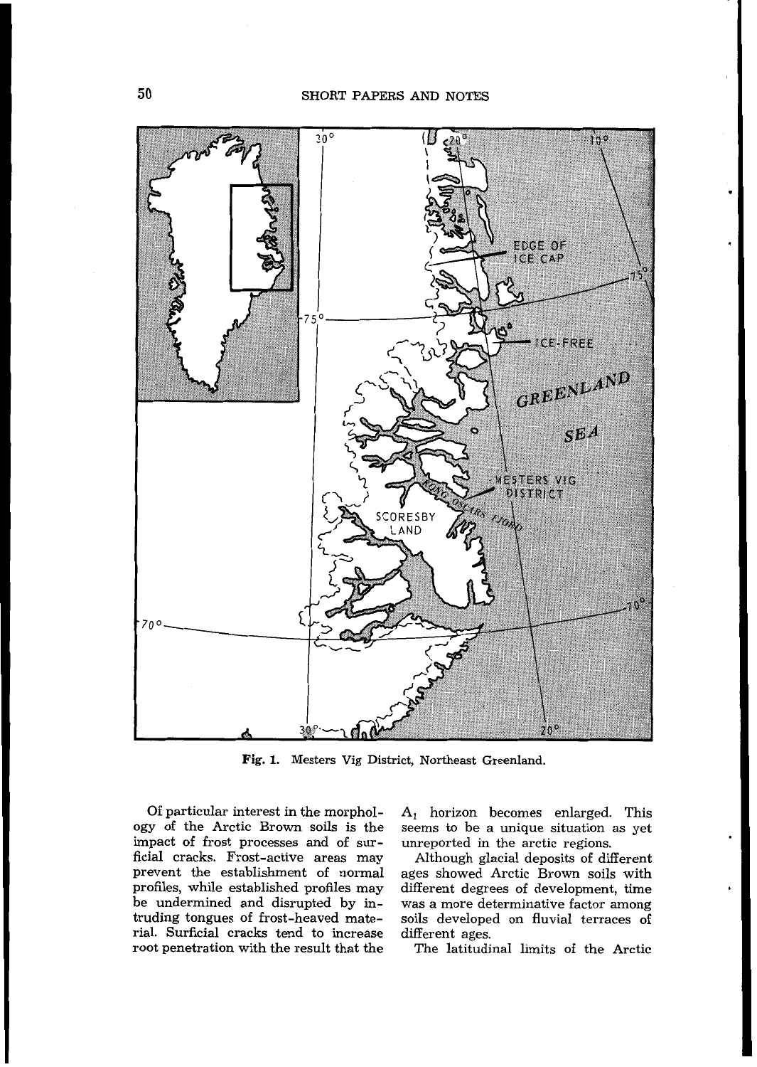Fig. 1. Mesters Vig District, Northeast Greenland.

Of particular interest in the morphology of the Arctic Brown soils is the impact of frost processes and of surficial cracks. Frost-active areas may prevent the establishment of normal profiles, while established profiles may be undermined and disrupted by intruding tongues of frost-heaved material. Surficial cracks tend to increase root penetration with the result that the $A_1$ horizon becomes enlarged. This seems to be a unique situation as yet unreported in the arctic regions.

Although glacial deposits of different ages showed Arctic Brown soils with different degrees of development, time was a more determinative factor among soils developed on fluvial terraces of different ages.

The latitudinal limits of the Arctic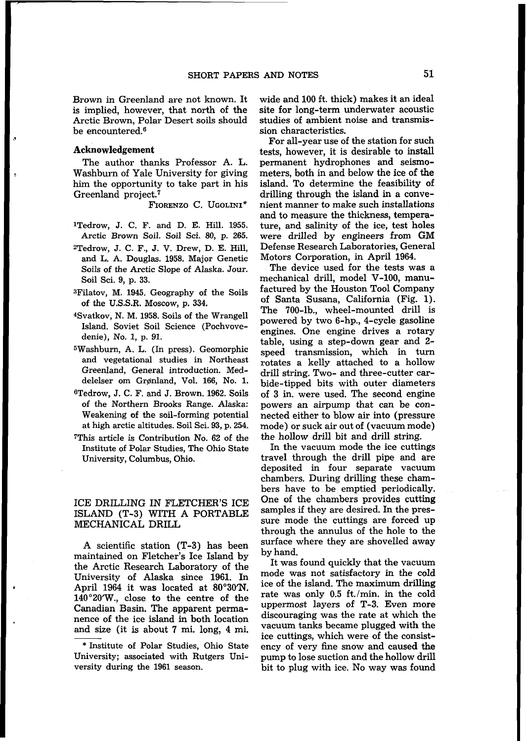Brown in Greenland are not known. It is implied, however, that north of the Arctic Brown, Polar Desert soils should be encountered.[6]

## Acknowledgement

The author thanks Professor A. L. Washburn of Yale University for giving him the opportunity to take part in his Greenland project.[7]

FIORENZO C. UGOLINI*

[1]Tedrow, J. C. F. and D. E. Hill. 1955. Arctic Brown Soil. Soil Sci. 80, p. 265.

[2]Tedrow, J. C. F., J. V. Drew, D. E. Hill, and L. A. Douglas. 1958. Major Genetic Soils of the Arctic Slope of Alaska. Jour. Soil Sci. 9, p. 33.

[3]Filatov, M. 1945. Geography of the Soils of the U.S.S.R. Moscow, p. 334.

[4]Svatkov, N. M. 1958. Soils of the Wrangell Island. Soviet Soil Science (Pochvovedenie), No. 1, p. 91.

[5]Washburn, A. L. (In press). Geomorphic and vegetational studies in Northeast Greenland, General introduction. Meddelelser om Grønland, Vol. 166, No. 1.

[6]Tedrow, J. C. F. and J. Brown. 1962. Soils of the Northern Brooks Range. Alaska: Weakening of the soil-forming potential at high arctic altitudes. Soil Sci. 93, p. 254.

[7]This article is Contribution No. 62 of the Institute of Polar Studies, The Ohio State University, Columbus, Ohio.

* Institute of Polar Studies, Ohio State University; associated with Rutgers University during the 1961 season.

## ICE DRILLING IN FLETCHER'S ICE ISLAND (T-3) WITH A PORTABLE MECHANICAL DRILL

A scientific station (T-3) has been maintained on Fletcher's Ice Island by the Arctic Research Laboratory of the University of Alaska since 1961. In April 1964 it was located at 80°30'N. 140°20'W., close to the centre of the Canadian Basin. The apparent permanence of the ice island in both location and size (it is about 7 mi. long, 4 mi. wide and 100 ft. thick) makes it an ideal site for long-term underwater acoustic studies of ambient noise and transmission characteristics.

For all-year use of the station for such tests, however, it is desirable to install permanent hydrophones and seismometers, both in and below the ice of the island. To determine the feasibility of drilling through the island in a convenient manner to make such installations and to measure the thickness, temperature, and salinity of the ice, test holes were drilled by engineers from GM Defense Research Laboratories, General Motors Corporation, in April 1964.

The device used for the tests was a mechanical drill, model V-100, manufactured by the Houston Tool Company of Santa Susana, California (Fig. 1). The 700-lb., wheel-mounted drill is powered by two 6-hp., 4-cycle gasoline engines. One engine drives a rotary table, using a step-down gear and 2-speed transmission, which in turn rotates a kelly attached to a hollow drill string. Two- and three-cutter carbide-tipped bits with outer diameters of 3 in. were used. The second engine powers an airpump that can be connected either to blow air into (pressure mode) or suck air out of (vacuum mode) the hollow drill bit and drill string.

In the vacuum mode the ice cuttings travel through the drill pipe and are deposited in four separate vacuum chambers. During drilling these chambers have to be emptied periodically. One of the chambers provides cutting samples if they are desired. In the pressure mode the cuttings are forced up through the annulus of the hole to the surface where they are shovelled away by hand.

It was found quickly that the vacuum mode was not satisfactory in the cold ice of the island. The maximum drilling rate was only 0.5 ft./min. in the cold uppermost layers of T-3. Even more discouraging was the rate at which the vacuum tanks became plugged with the ice cuttings, which were of the consistency of very fine snow and caused the pump to lose suction and the hollow drill bit to plug with ice. No way was found